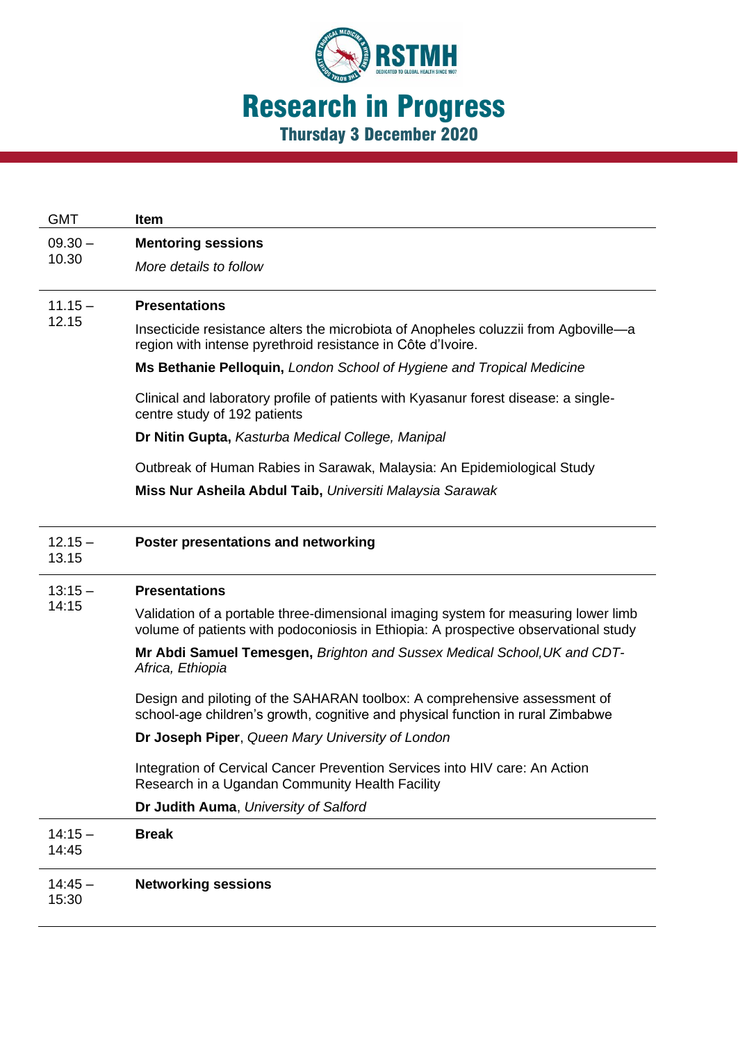RSTMH

# Research in Progress

## Thursday 3 December 2020

| GMT | Item |
| --- | --- |
| 09.30 – 10.30 | **Mentoring sessions**<br>*More details to follow* |
| 11.15 – 12.15 | **Presentations**<br>Insecticide resistance alters the microbiota of Anopheles coluzzii from Agboville—a region with intense pyrethroid resistance in Côte d'Ivoire.<br>**Ms Bethanie Pelloquin,** *London School of Hygiene and Tropical Medicine*<br>Clinical and laboratory profile of patients with Kyasanur forest disease: a single-centre study of 192 patients<br>**Dr Nitin Gupta,** *Kasturba Medical College, Manipal*<br>Outbreak of Human Rabies in Sarawak, Malaysia: An Epidemiological Study<br>**Miss Nur Asheila Abdul Taib,** *Universiti Malaysia Sarawak* |
| 12.15 – 13.15 | **Poster presentations and networking** |
| 13:15 – 14:15 | **Presentations**<br>Validation of a portable three-dimensional imaging system for measuring lower limb volume of patients with podoconiosis in Ethiopia: A prospective observational study<br>**Mr Abdi Samuel Temesgen,** *Brighton and Sussex Medical School,UK and CDT-Africa, Ethiopia*<br>Design and piloting of the SAHARAN toolbox: A comprehensive assessment of school-age children's growth, cognitive and physical function in rural Zimbabwe<br>**Dr Joseph Piper**, *Queen Mary University of London*<br>Integration of Cervical Cancer Prevention Services into HIV care: An Action Research in a Ugandan Community Health Facility<br>**Dr Judith Auma**, *University of Salford* |
| 14:15 – 14:45 | **Break** |
| 14:45 – 15:30 | **Networking sessions** |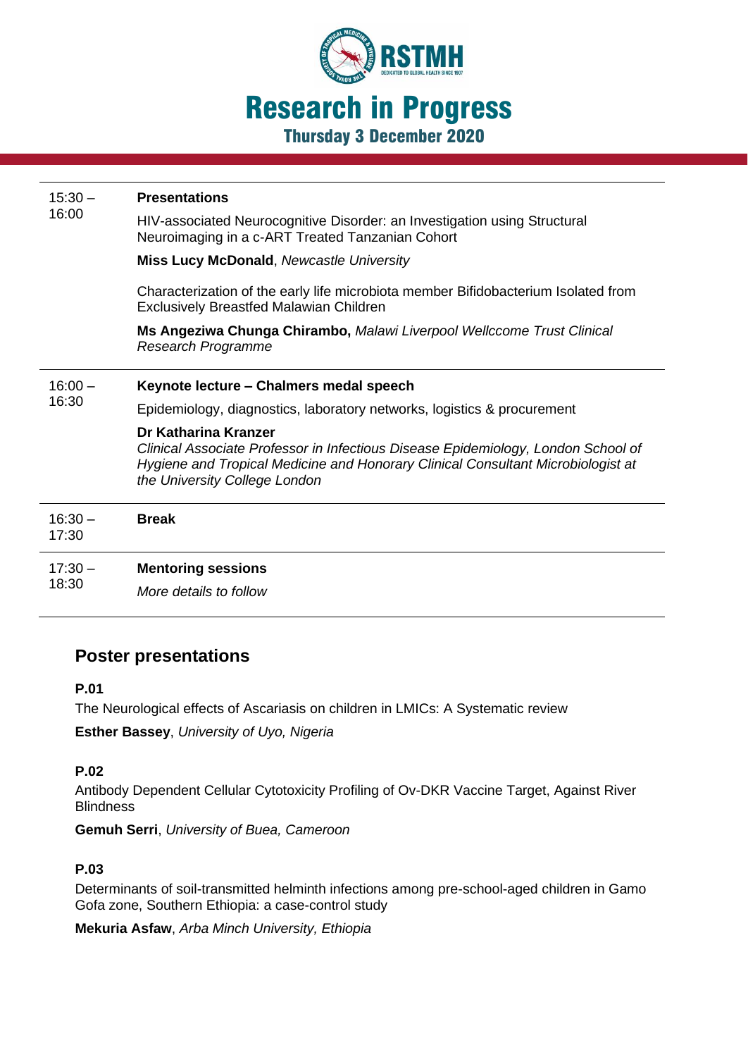# Research in Progress

## Thursday 3 December 2020

| | |
|---|---|
| 15:30 – 16:00 | **Presentations**<br><br>HIV-associated Neurocognitive Disorder: an Investigation using Structural Neuroimaging in a c-ART Treated Tanzanian Cohort<br><br>**Miss Lucy McDonald**, *Newcastle University*<br><br>Characterization of the early life microbiota member Bifidobacterium Isolated from Exclusively Breastfed Malawian Children<br><br>**Ms Angeziwa Chunga Chirambo,** *Malawi Liverpool Wellccome Trust Clinical Research Programme* |
| 16:00 – 16:30 | **Keynote lecture – Chalmers medal speech**<br><br>Epidemiology, diagnostics, laboratory networks, logistics & procurement<br><br>**Dr Katharina Kranzer**<br>*Clinical Associate Professor in Infectious Disease Epidemiology, London School of Hygiene and Tropical Medicine and Honorary Clinical Consultant Microbiologist at the University College London* |
| 16:30 – 17:30 | **Break** |
| 17:30 – 18:30 | **Mentoring sessions**<br><br>*More details to follow* |

## Poster presentations

**P.01**

The Neurological effects of Ascariasis on children in LMICs: A Systematic review

**Esther Bassey**, *University of Uyo, Nigeria*

**P.02**

Antibody Dependent Cellular Cytotoxicity Profiling of Ov-DKR Vaccine Target, Against River Blindness

**Gemuh Serri**, *University of Buea, Cameroon*

**P.03**

Determinants of soil-transmitted helminth infections among pre-school-aged children in Gamo Gofa zone, Southern Ethiopia: a case-control study

**Mekuria Asfaw**, *Arba Minch University, Ethiopia*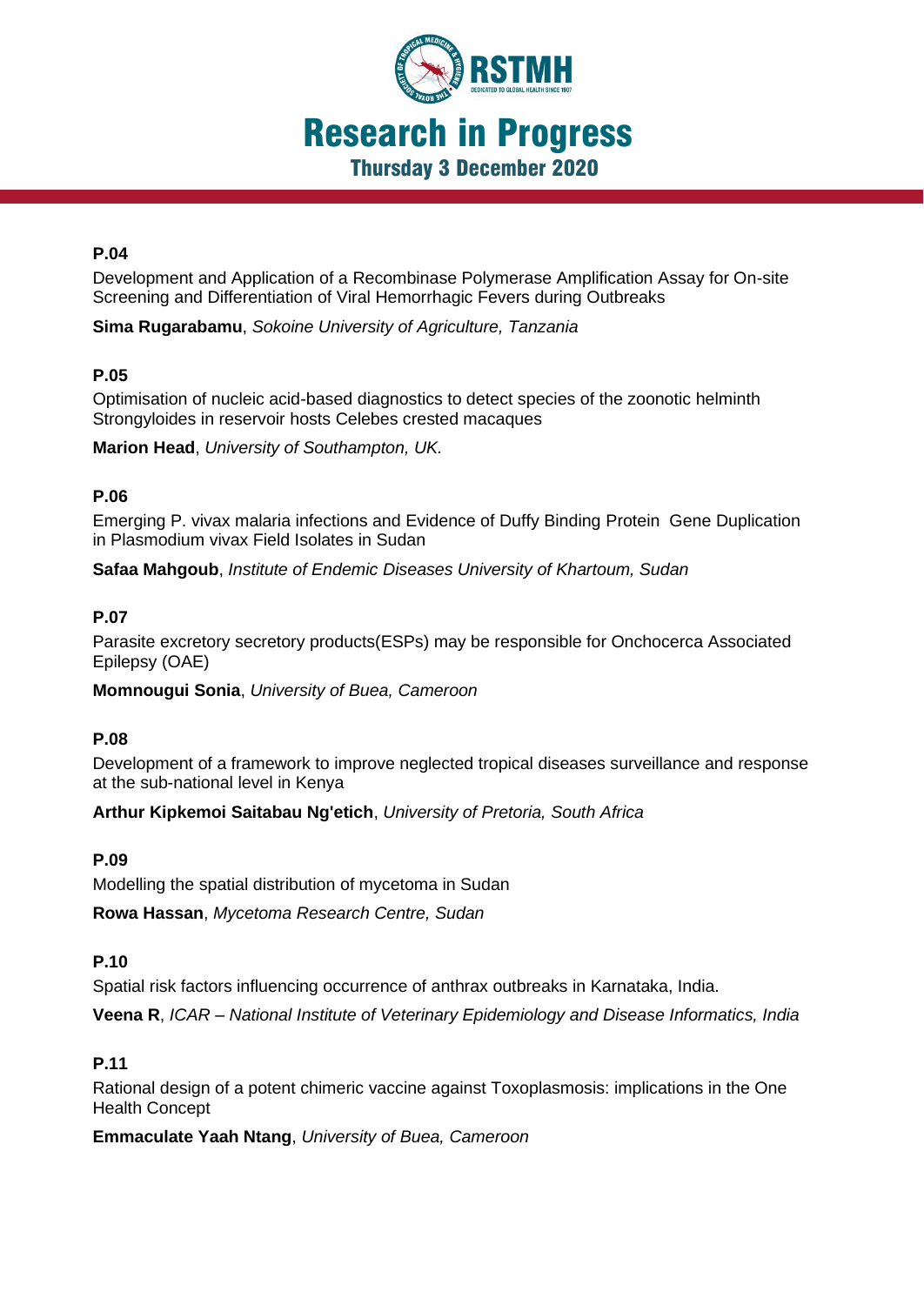# Research in Progress

## Thursday 3 December 2020

**P.04**

Development and Application of a Recombinase Polymerase Amplification Assay for On-site Screening and Differentiation of Viral Hemorrhagic Fevers during Outbreaks

**Sima Rugarabamu**, *Sokoine University of Agriculture, Tanzania*

**P.05**

Optimisation of nucleic acid-based diagnostics to detect species of the zoonotic helminth Strongyloides in reservoir hosts Celebes crested macaques

**Marion Head**, *University of Southampton, UK.*

**P.06**

Emerging P. vivax malaria infections and Evidence of Duffy Binding Protein Gene Duplication in Plasmodium vivax Field Isolates in Sudan

**Safaa Mahgoub**, *Institute of Endemic Diseases University of Khartoum, Sudan*

**P.07**

Parasite excretory secretory products(ESPs) may be responsible for Onchocerca Associated Epilepsy (OAE)

**Momnougui Sonia**, *University of Buea, Cameroon*

**P.08**

Development of a framework to improve neglected tropical diseases surveillance and response at the sub-national level in Kenya

**Arthur Kipkemoi Saitabau Ng'etich**, *University of Pretoria, South Africa*

**P.09**

Modelling the spatial distribution of mycetoma in Sudan

**Rowa Hassan**, *Mycetoma Research Centre, Sudan*

**P.10**

Spatial risk factors influencing occurrence of anthrax outbreaks in Karnataka, India.

**Veena R**, *ICAR – National Institute of Veterinary Epidemiology and Disease Informatics, India*

**P.11**

Rational design of a potent chimeric vaccine against Toxoplasmosis: implications in the One Health Concept

**Emmaculate Yaah Ntang**, *University of Buea, Cameroon*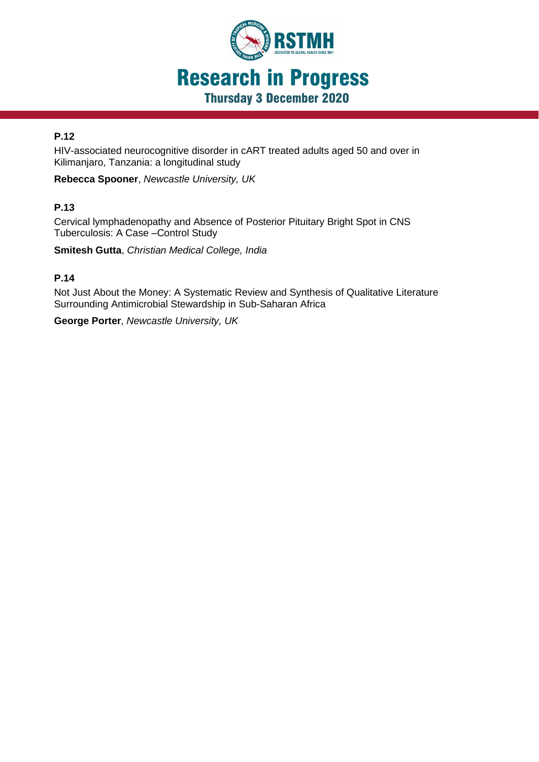**P.12**

HIV-associated neurocognitive disorder in cART treated adults aged 50 and over in Kilimanjaro, Tanzania: a longitudinal study

**Rebecca Spooner**, *Newcastle University, UK*

**P.13**

Cervical lymphadenopathy and Absence of Posterior Pituitary Bright Spot in CNS Tuberculosis: A Case –Control Study

**Smitesh Gutta**, *Christian Medical College, India*

**P.14**

Not Just About the Money: A Systematic Review and Synthesis of Qualitative Literature Surrounding Antimicrobial Stewardship in Sub-Saharan Africa

**George Porter**, *Newcastle University, UK*